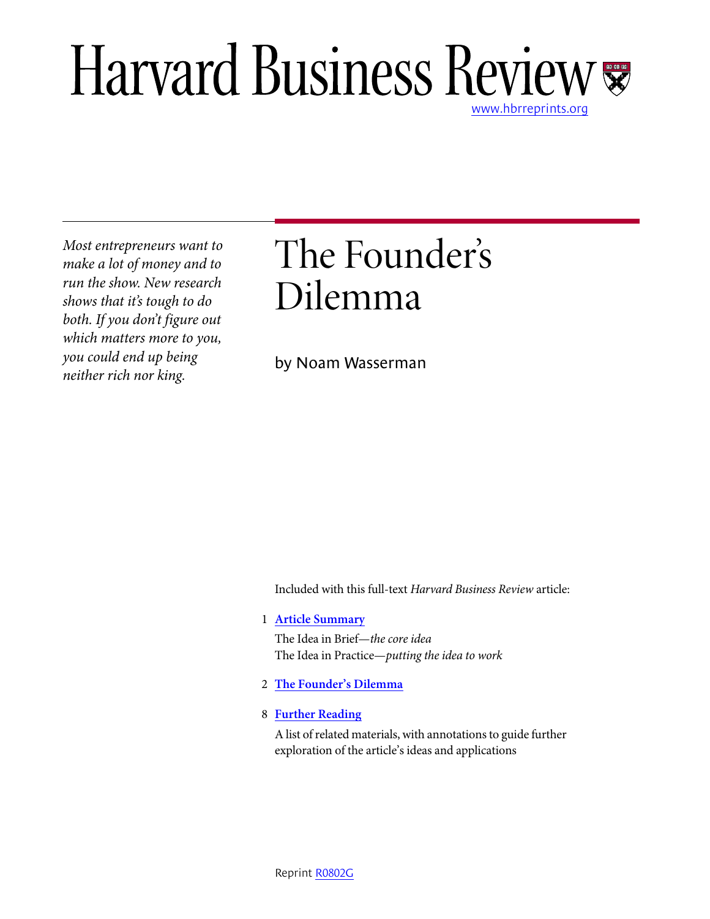# Harvard Business Review

www.hbrreprints.org

*Most entrepreneurs want to make a lot of money and to run the show. New research shows that it's tough to do both. If you don't figure out which matters more to you, you could end up being neither rich nor king.*

# The Founder's Dilemma

by Noam Wasserman

Included with this full-text *Harvard Business Review* article:

1 **Article Summary**

The Idea in Brief—*the core idea*

The Idea in Practice—*putting the idea to work*

2 **The Founder's Dilemma**

8 **Further Reading**

A list of related materials, with annotations to guide further exploration of the article's ideas and applications

Reprint R0802G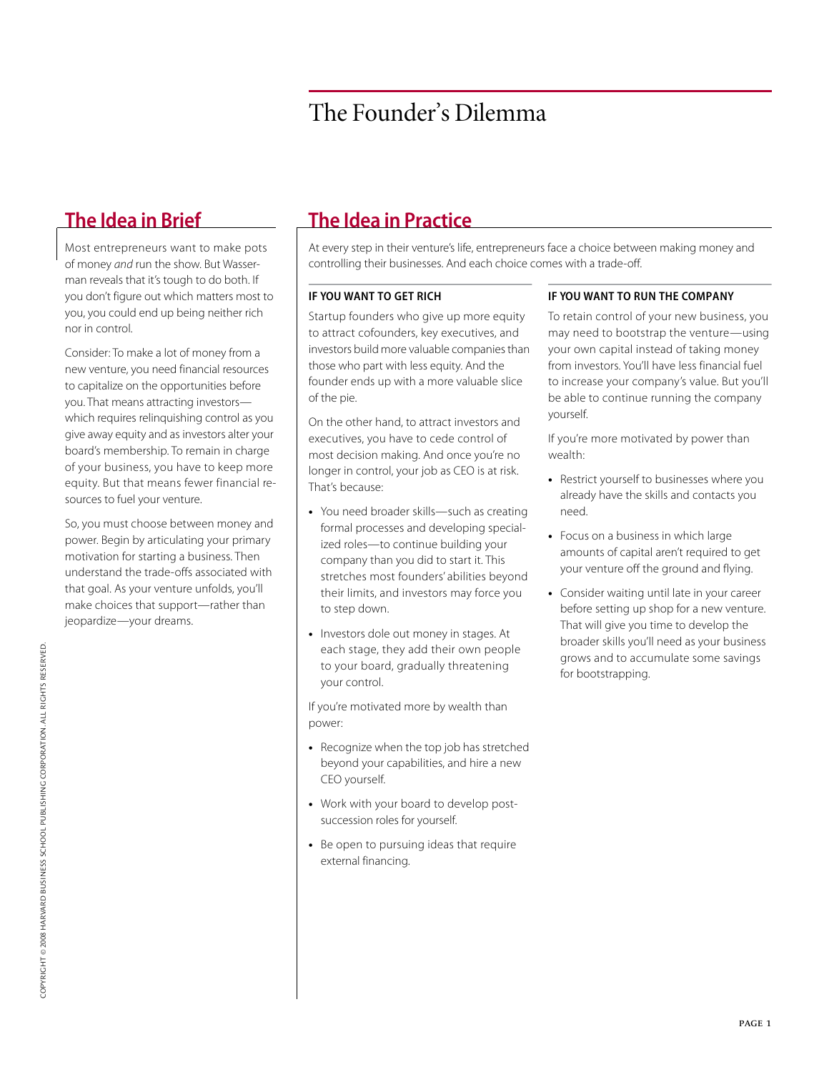# The Founder's Dilemma

## The Idea in Brief

Most entrepreneurs want to make pots of money *and* run the show. But Wasserman reveals that it's tough to do both. If you don't figure out which matters most to you, you could end up being neither rich nor in control.

Consider: To make a lot of money from a new venture, you need financial resources to capitalize on the opportunities before you. That means attracting investors—which requires relinquishing control as you give away equity and as investors alter your board's membership. To remain in charge of your business, you have to keep more equity. But that means fewer financial resources to fuel your venture.

So, you must choose between money and power. Begin by articulating your primary motivation for starting a business. Then understand the trade-offs associated with that goal. As your venture unfolds, you'll make choices that support—rather than jeopardize—your dreams.

## The Idea in Practice

At every step in their venture's life, entrepreneurs face a choice between making money and controlling their businesses. And each choice comes with a trade-off.

### IF YOU WANT TO GET RICH

Startup founders who give up more equity to attract cofounders, key executives, and investors build more valuable companies than those who part with less equity. And the founder ends up with a more valuable slice of the pie.

On the other hand, to attract investors and executives, you have to cede control of most decision making. And once you're no longer in control, your job as CEO is at risk. That's because:

- You need broader skills—such as creating formal processes and developing specialized roles—to continue building your company than you did to start it. This stretches most founders' abilities beyond their limits, and investors may force you to step down.
- Investors dole out money in stages. At each stage, they add their own people to your board, gradually threatening your control.

If you're motivated more by wealth than power:

- Recognize when the top job has stretched beyond your capabilities, and hire a new CEO yourself.
- Work with your board to develop post-succession roles for yourself.
- Be open to pursuing ideas that require external financing.

### IF YOU WANT TO RUN THE COMPANY

To retain control of your new business, you may need to bootstrap the venture—using your own capital instead of taking money from investors. You'll have less financial fuel to increase your company's value. But you'll be able to continue running the company yourself.

If you're more motivated by power than wealth:

- Restrict yourself to businesses where you already have the skills and contacts you need.
- Focus on a business in which large amounts of capital aren't required to get your venture off the ground and flying.
- Consider waiting until late in your career before setting up shop for a new venture. That will give you time to develop the broader skills you'll need as your business grows and to accumulate some savings for bootstrapping.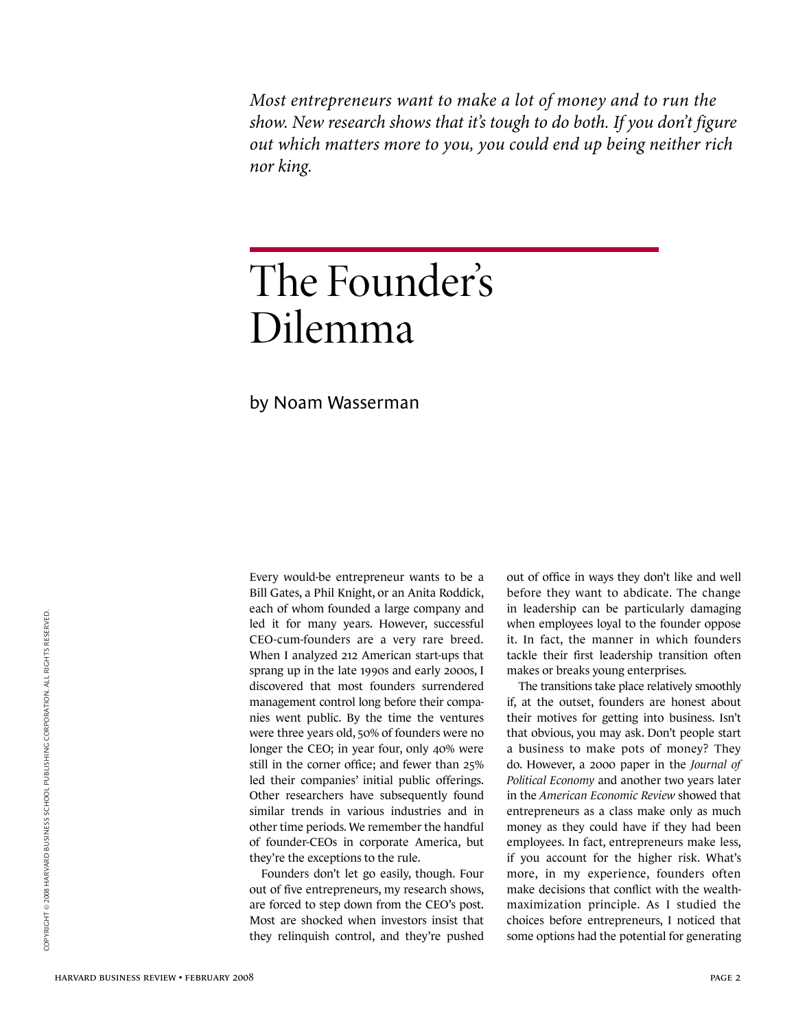*Most entrepreneurs want to make a lot of money and to run the show. New research shows that it's tough to do both. If you don't figure out which matters more to you, you could end up being neither rich nor king.*

# The Founder's Dilemma

by Noam Wasserman

Every would-be entrepreneur wants to be a Bill Gates, a Phil Knight, or an Anita Roddick, each of whom founded a large company and led it for many years. However, successful CEO-cum-founders are a very rare breed. When I analyzed 212 American start-ups that sprang up in the late 1990s and early 2000s, I discovered that most founders surrendered management control long before their companies went public. By the time the ventures were three years old, 50% of founders were no longer the CEO; in year four, only 40% were still in the corner office; and fewer than 25% led their companies' initial public offerings. Other researchers have subsequently found similar trends in various industries and in other time periods. We remember the handful of founder-CEOs in corporate America, but they're the exceptions to the rule.

Founders don't let go easily, though. Four out of five entrepreneurs, my research shows, are forced to step down from the CEO's post. Most are shocked when investors insist that they relinquish control, and they're pushed out of office in ways they don't like and well before they want to abdicate. The change in leadership can be particularly damaging when employees loyal to the founder oppose it. In fact, the manner in which founders tackle their first leadership transition often makes or breaks young enterprises.

The transitions take place relatively smoothly if, at the outset, founders are honest about their motives for getting into business. Isn't that obvious, you may ask. Don't people start a business to make pots of money? They do. However, a 2000 paper in the *Journal of Political Economy* and another two years later in the *American Economic Review* showed that entrepreneurs as a class make only as much money as they could have if they had been employees. In fact, entrepreneurs make less, if you account for the higher risk. What's more, in my experience, founders often make decisions that conflict with the wealth-maximization principle. As I studied the choices before entrepreneurs, I noticed that some options had the potential for generating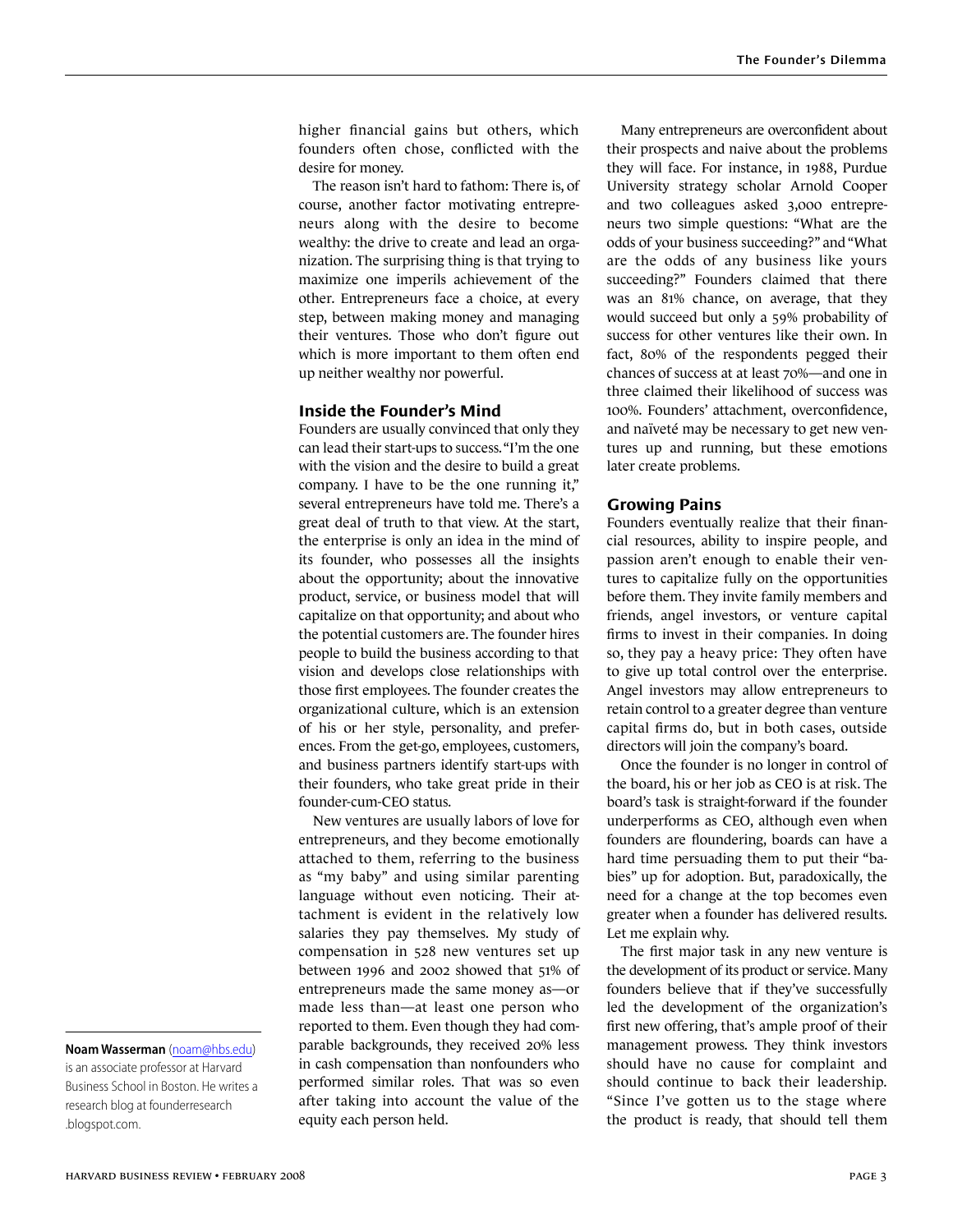higher financial gains but others, which founders often chose, conflicted with the desire for money.

The reason isn't hard to fathom: There is, of course, another factor motivating entrepreneurs along with the desire to become wealthy: the drive to create and lead an organization. The surprising thing is that trying to maximize one imperils achievement of the other. Entrepreneurs face a choice, at every step, between making money and managing their ventures. Those who don't figure out which is more important to them often end up neither wealthy nor powerful.

## Inside the Founder's Mind

Founders are usually convinced that only they can lead their start-ups to success. "I'm the one with the vision and the desire to build a great company. I have to be the one running it," several entrepreneurs have told me. There's a great deal of truth to that view. At the start, the enterprise is only an idea in the mind of its founder, who possesses all the insights about the opportunity; about the innovative product, service, or business model that will capitalize on that opportunity; and about who the potential customers are. The founder hires people to build the business according to that vision and develops close relationships with those first employees. The founder creates the organizational culture, which is an extension of his or her style, personality, and preferences. From the get-go, employees, customers, and business partners identify start-ups with their founders, who take great pride in their founder-cum-CEO status.

New ventures are usually labors of love for entrepreneurs, and they become emotionally attached to them, referring to the business as "my baby" and using similar parenting language without even noticing. Their attachment is evident in the relatively low salaries they pay themselves. My study of compensation in 528 new ventures set up between 1996 and 2002 showed that 51% of entrepreneurs made the same money as—or made less than—at least one person who reported to them. Even though they had comparable backgrounds, they received 20% less in cash compensation than nonfounders who performed similar roles. That was so even after taking into account the value of the equity each person held.

Many entrepreneurs are overconfident about their prospects and naive about the problems they will face. For instance, in 1988, Purdue University strategy scholar Arnold Cooper and two colleagues asked 3,000 entrepreneurs two simple questions: "What are the odds of your business succeeding?" and "What are the odds of any business like yours succeeding?" Founders claimed that there was an 81% chance, on average, that they would succeed but only a 59% probability of success for other ventures like their own. In fact, 80% of the respondents pegged their chances of success at at least 70%—and one in three claimed their likelihood of success was 100%. Founders' attachment, overconfidence, and naïveté may be necessary to get new ventures up and running, but these emotions later create problems.

## Growing Pains

Founders eventually realize that their financial resources, ability to inspire people, and passion aren't enough to enable their ventures to capitalize fully on the opportunities before them. They invite family members and friends, angel investors, or venture capital firms to invest in their companies. In doing so, they pay a heavy price: They often have to give up total control over the enterprise. Angel investors may allow entrepreneurs to retain control to a greater degree than venture capital firms do, but in both cases, outside directors will join the company's board.

Once the founder is no longer in control of the board, his or her job as CEO is at risk. The board's task is straight-forward if the founder underperforms as CEO, although even when founders are floundering, boards can have a hard time persuading them to put their "babies" up for adoption. But, paradoxically, the need for a change at the top becomes even greater when a founder has delivered results. Let me explain why.

The first major task in any new venture is the development of its product or service. Many founders believe that if they've successfully led the development of the organization's first new offering, that's ample proof of their management prowess. They think investors should have no cause for complaint and should continue to back their leadership. "Since I've gotten us to the stage where the product is ready, that should tell them

**Noam Wasserman** (noam@hbs.edu) is an associate professor at Harvard Business School in Boston. He writes a research blog at founderresearch.blogspot.com.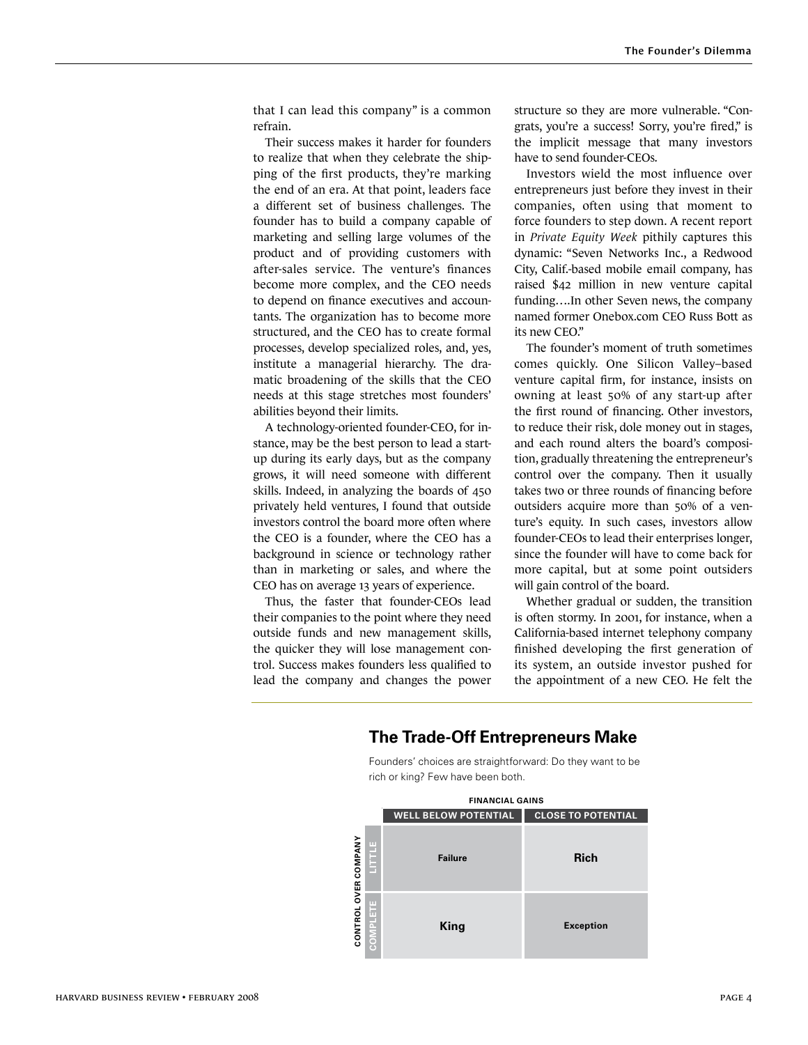that I can lead this company" is a common refrain.

Their success makes it harder for founders to realize that when they celebrate the shipping of the first products, they're marking the end of an era. At that point, leaders face a different set of business challenges. The founder has to build a company capable of marketing and selling large volumes of the product and of providing customers with after-sales service. The venture's finances become more complex, and the CEO needs to depend on finance executives and accountants. The organization has to become more structured, and the CEO has to create formal processes, develop specialized roles, and, yes, institute a managerial hierarchy. The dramatic broadening of the skills that the CEO needs at this stage stretches most founders' abilities beyond their limits.

A technology-oriented founder-CEO, for instance, may be the best person to lead a start-up during its early days, but as the company grows, it will need someone with different skills. Indeed, in analyzing the boards of 450 privately held ventures, I found that outside investors control the board more often where the CEO is a founder, where the CEO has a background in science or technology rather than in marketing or sales, and where the CEO has on average 13 years of experience.

Thus, the faster that founder-CEOs lead their companies to the point where they need outside funds and new management skills, the quicker they will lose management control. Success makes founders less qualified to lead the company and changes the power structure so they are more vulnerable. "Congrats, you're a success! Sorry, you're fired," is the implicit message that many investors have to send founder-CEOs.

Investors wield the most influence over entrepreneurs just before they invest in their companies, often using that moment to force founders to step down. A recent report in *Private Equity Week* pithily captures this dynamic: "Seven Networks Inc., a Redwood City, Calif.-based mobile email company, has raised $42 million in new venture capital funding….In other Seven news, the company named former Onebox.com CEO Russ Bott as its new CEO."

The founder's moment of truth sometimes comes quickly. One Silicon Valley–based venture capital firm, for instance, insists on owning at least 50% of any start-up after the first round of financing. Other investors, to reduce their risk, dole money out in stages, and each round alters the board's composition, gradually threatening the entrepreneur's control over the company. Then it usually takes two or three rounds of financing before outsiders acquire more than 50% of a venture's equity. In such cases, investors allow founder-CEOs to lead their enterprises longer, since the founder will have to come back for more capital, but at some point outsiders will gain control of the board.

Whether gradual or sudden, the transition is often stormy. In 2001, for instance, when a California-based internet telephony company finished developing the first generation of its system, an outside investor pushed for the appointment of a new CEO. He felt the

## The Trade-Off Entrepreneurs Make

Founders' choices are straightforward: Do they want to be rich or king? Few have been both.

| Control over company | Financial gains: Well below potential | Financial gains: Close to potential |
|---|---|---|
| Little | Failure | **Rich** |
| Complete | **King** | Exception |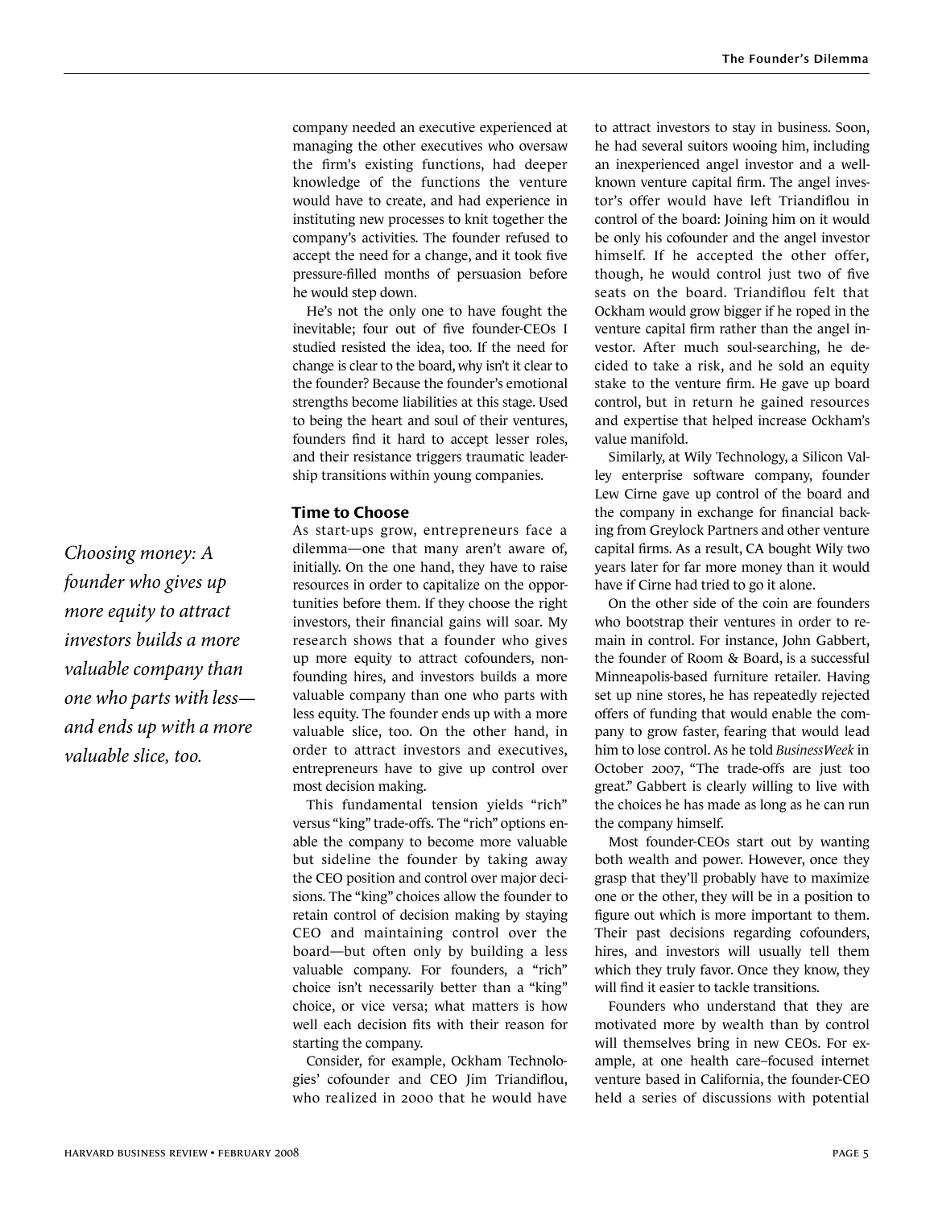company needed an executive experienced at managing the other executives who oversaw the firm's existing functions, had deeper knowledge of the functions the venture would have to create, and had experience in instituting new processes to knit together the company's activities. The founder refused to accept the need for a change, and it took five pressure-filled months of persuasion before he would step down.

He's not the only one to have fought the inevitable; four out of five founder-CEOs I studied resisted the idea, too. If the need for change is clear to the board, why isn't it clear to the founder? Because the founder's emotional strengths become liabilities at this stage. Used to being the heart and soul of their ventures, founders find it hard to accept lesser roles, and their resistance triggers traumatic leadership transitions within young companies.

*Choosing money: A founder who gives up more equity to attract investors builds a more valuable company than one who parts with less—and ends up with a more valuable slice, too.*

### Time to Choose

As start-ups grow, entrepreneurs face a dilemma—one that many aren't aware of, initially. On the one hand, they have to raise resources in order to capitalize on the opportunities before them. If they choose the right investors, their financial gains will soar. My research shows that a founder who gives up more equity to attract cofounders, nonfounding hires, and investors builds a more valuable company than one who parts with less equity. The founder ends up with a more valuable slice, too. On the other hand, in order to attract investors and executives, entrepreneurs have to give up control over most decision making.

This fundamental tension yields "rich" versus "king" trade-offs. The "rich" options enable the company to become more valuable but sideline the founder by taking away the CEO position and control over major decisions. The "king" choices allow the founder to retain control of decision making by staying CEO and maintaining control over the board—but often only by building a less valuable company. For founders, a "rich" choice isn't necessarily better than a "king" choice, or vice versa; what matters is how well each decision fits with their reason for starting the company.

Consider, for example, Ockham Technologies' cofounder and CEO Jim Triandiflou, who realized in 2000 that he would have to attract investors to stay in business. Soon, he had several suitors wooing him, including an inexperienced angel investor and a well-known venture capital firm. The angel investor's offer would have left Triandiflou in control of the board: Joining him on it would be only his cofounder and the angel investor himself. If he accepted the other offer, though, he would control just two of five seats on the board. Triandiflou felt that Ockham would grow bigger if he roped in the venture capital firm rather than the angel investor. After much soul-searching, he decided to take a risk, and he sold an equity stake to the venture firm. He gave up board control, but in return he gained resources and expertise that helped increase Ockham's value manifold.

Similarly, at Wily Technology, a Silicon Valley enterprise software company, founder Lew Cirne gave up control of the board and the company in exchange for financial backing from Greylock Partners and other venture capital firms. As a result, CA bought Wily two years later for far more money than it would have if Cirne had tried to go it alone.

On the other side of the coin are founders who bootstrap their ventures in order to remain in control. For instance, John Gabbert, the founder of Room & Board, is a successful Minneapolis-based furniture retailer. Having set up nine stores, he has repeatedly rejected offers of funding that would enable the company to grow faster, fearing that would lead him to lose control. As he told *BusinessWeek* in October 2007, "The trade-offs are just too great." Gabbert is clearly willing to live with the choices he has made as long as he can run the company himself.

Most founder-CEOs start out by wanting both wealth and power. However, once they grasp that they'll probably have to maximize one or the other, they will be in a position to figure out which is more important to them. Their past decisions regarding cofounders, hires, and investors will usually tell them which they truly favor. Once they know, they will find it easier to tackle transitions.

Founders who understand that they are motivated more by wealth than by control will themselves bring in new CEOs. For example, at one health care–focused internet venture based in California, the founder-CEO held a series of discussions with potential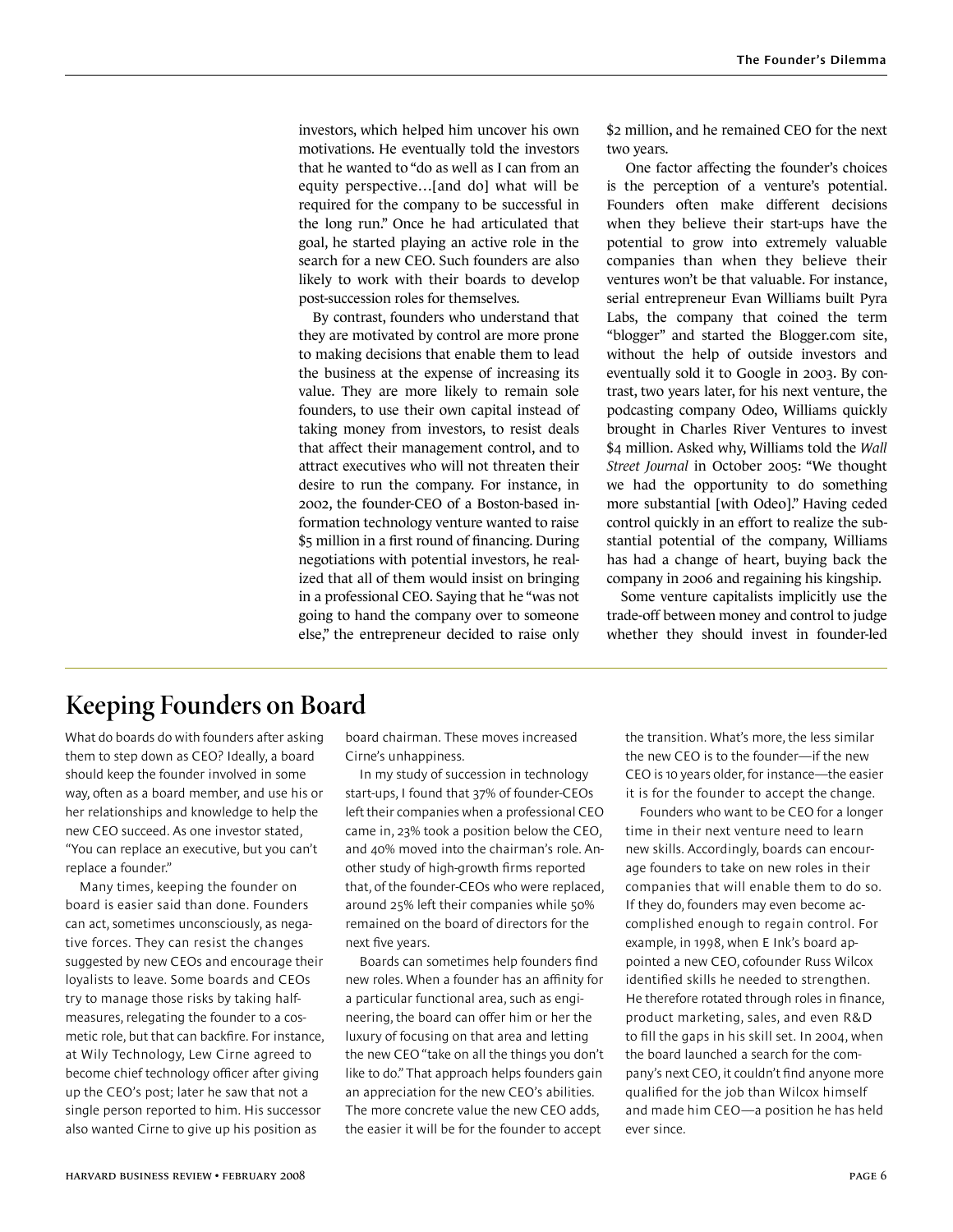investors, which helped him uncover his own motivations. He eventually told the investors that he wanted to "do as well as I can from an equity perspective…[and do] what will be required for the company to be successful in the long run." Once he had articulated that goal, he started playing an active role in the search for a new CEO. Such founders are also likely to work with their boards to develop post-succession roles for themselves.

By contrast, founders who understand that they are motivated by control are more prone to making decisions that enable them to lead the business at the expense of increasing its value. They are more likely to remain sole founders, to use their own capital instead of taking money from investors, to resist deals that affect their management control, and to attract executives who will not threaten their desire to run the company. For instance, in 2002, the founder-CEO of a Boston-based information technology venture wanted to raise $5 million in a first round of financing. During negotiations with potential investors, he realized that all of them would insist on bringing in a professional CEO. Saying that he "was not going to hand the company over to someone else," the entrepreneur decided to raise only $2 million, and he remained CEO for the next two years.

One factor affecting the founder's choices is the perception of a venture's potential. Founders often make different decisions when they believe their start-ups have the potential to grow into extremely valuable companies than when they believe their ventures won't be that valuable. For instance, serial entrepreneur Evan Williams built Pyra Labs, the company that coined the term "blogger" and started the Blogger.com site, without the help of outside investors and eventually sold it to Google in 2003. By contrast, two years later, for his next venture, the podcasting company Odeo, Williams quickly brought in Charles River Ventures to invest $4 million. Asked why, Williams told the *Wall Street Journal* in October 2005: "We thought we had the opportunity to do something more substantial [with Odeo]." Having ceded control quickly in an effort to realize the substantial potential of the company, Williams has had a change of heart, buying back the company in 2006 and regaining his kingship.

Some venture capitalists implicitly use the trade-off between money and control to judge whether they should invest in founder-led

## Keeping Founders on Board

What do boards do with founders after asking them to step down as CEO? Ideally, a board should keep the founder involved in some way, often as a board member, and use his or her relationships and knowledge to help the new CEO succeed. As one investor stated, "You can replace an executive, but you can't replace a founder."

Many times, keeping the founder on board is easier said than done. Founders can act, sometimes unconsciously, as negative forces. They can resist the changes suggested by new CEOs and encourage their loyalists to leave. Some boards and CEOs try to manage those risks by taking half-measures, relegating the founder to a cosmetic role, but that can backfire. For instance, at Wily Technology, Lew Cirne agreed to become chief technology officer after giving up the CEO's post; later he saw that not a single person reported to him. His successor also wanted Cirne to give up his position as board chairman. These moves increased Cirne's unhappiness.

In my study of succession in technology start-ups, I found that 37% of founder-CEOs left their companies when a professional CEO came in, 23% took a position below the CEO, and 40% moved into the chairman's role. Another study of high-growth firms reported that, of the founder-CEOs who were replaced, around 25% left their companies while 50% remained on the board of directors for the next five years.

Boards can sometimes help founders find new roles. When a founder has an affinity for a particular functional area, such as engineering, the board can offer him or her the luxury of focusing on that area and letting the new CEO "take on all the things you don't like to do." That approach helps founders gain an appreciation for the new CEO's abilities. The more concrete value the new CEO adds, the easier it will be for the founder to accept the transition. What's more, the less similar the new CEO is to the founder—if the new CEO is 10 years older, for instance—the easier it is for the founder to accept the change.

Founders who want to be CEO for a longer time in their next venture need to learn new skills. Accordingly, boards can encourage founders to take on new roles in their companies that will enable them to do so. If they do, founders may even become accomplished enough to regain control. For example, in 1998, when E Ink's board appointed a new CEO, cofounder Russ Wilcox identified skills he needed to strengthen. He therefore rotated through roles in finance, product marketing, sales, and even R&D to fill the gaps in his skill set. In 2004, when the board launched a search for the company's next CEO, it couldn't find anyone more qualified for the job than Wilcox himself and made him CEO—a position he has held ever since.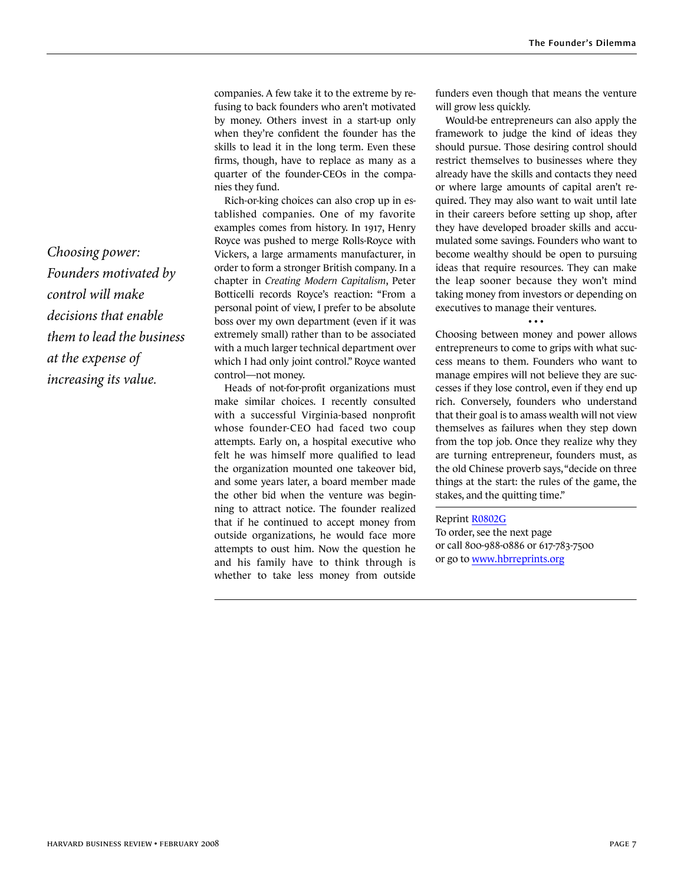*Choosing power: Founders motivated by control will make decisions that enable them to lead the business at the expense of increasing its value.*

companies. A few take it to the extreme by refusing to back founders who aren't motivated by money. Others invest in a start-up only when they're confident the founder has the skills to lead it in the long term. Even these firms, though, have to replace as many as a quarter of the founder-CEOs in the companies they fund.

Rich-or-king choices can also crop up in established companies. One of my favorite examples comes from history. In 1917, Henry Royce was pushed to merge Rolls-Royce with Vickers, a large armaments manufacturer, in order to form a stronger British company. In a chapter in *Creating Modern Capitalism*, Peter Botticelli records Royce's reaction: "From a personal point of view, I prefer to be absolute boss over my own department (even if it was extremely small) rather than to be associated with a much larger technical department over which I had only joint control." Royce wanted control—not money.

Heads of not-for-profit organizations must make similar choices. I recently consulted with a successful Virginia-based nonprofit whose founder-CEO had faced two coup attempts. Early on, a hospital executive who felt he was himself more qualified to lead the organization mounted one takeover bid, and some years later, a board member made the other bid when the venture was beginning to attract notice. The founder realized that if he continued to accept money from outside organizations, he would face more attempts to oust him. Now the question he and his family have to think through is whether to take less money from outside funders even though that means the venture will grow less quickly.

Would-be entrepreneurs can also apply the framework to judge the kind of ideas they should pursue. Those desiring control should restrict themselves to businesses where they already have the skills and contacts they need or where large amounts of capital aren't required. They may also want to wait until late in their careers before setting up shop, after they have developed broader skills and accumulated some savings. Founders who want to become wealthy should be open to pursuing ideas that require resources. They can make the leap sooner because they won't mind taking money from investors or depending on executives to manage their ventures.

• • •

Choosing between money and power allows entrepreneurs to come to grips with what success means to them. Founders who want to manage empires will not believe they are successes if they lose control, even if they end up rich. Conversely, founders who understand that their goal is to amass wealth will not view themselves as failures when they step down from the top job. Once they realize why they are turning entrepreneur, founders must, as the old Chinese proverb says, "decide on three things at the start: the rules of the game, the stakes, and the quitting time."

Reprint R0802G
To order, see the next page
or call 800-988-0886 or 617-783-7500
or go to www.hbrreprints.org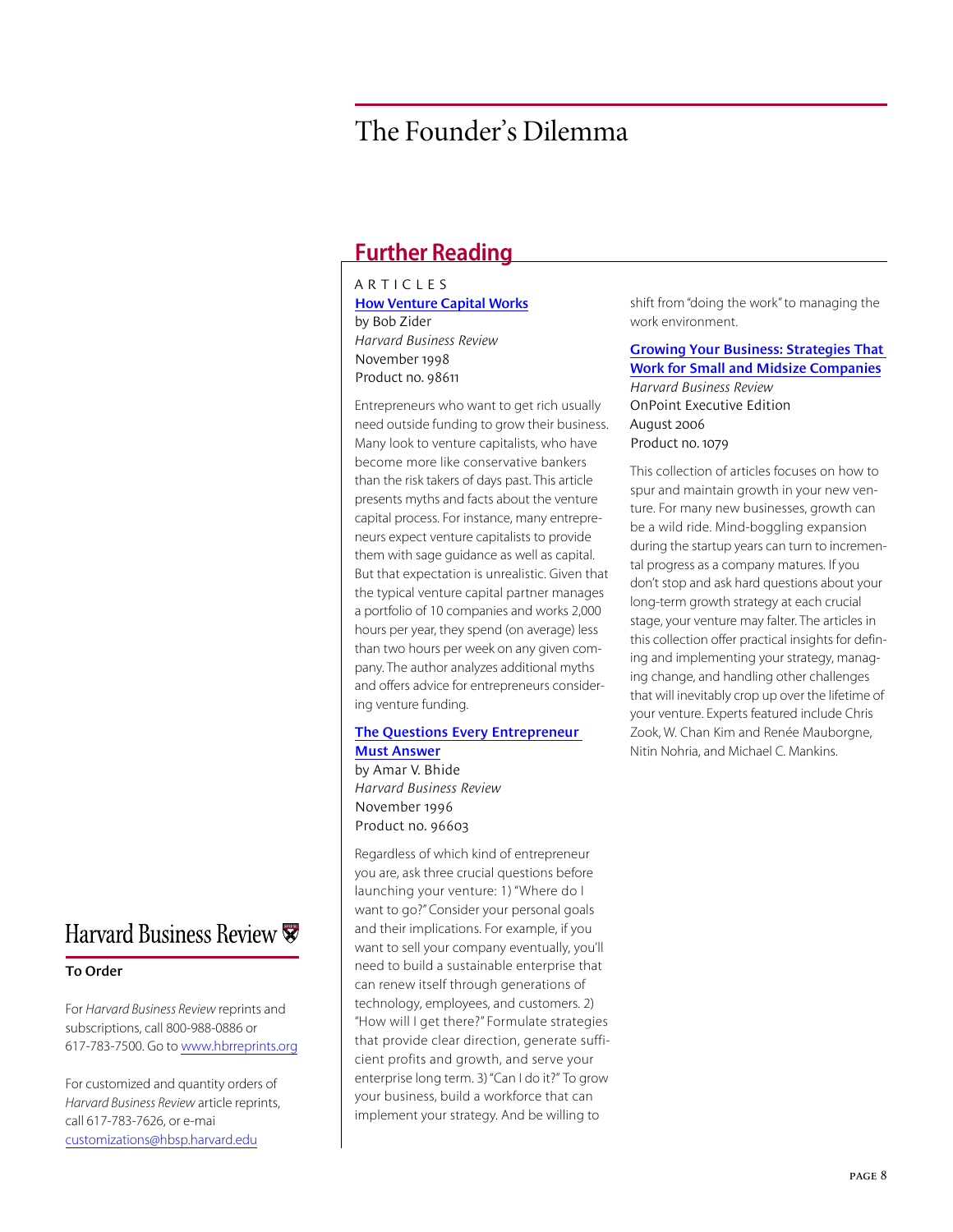## Further Reading

ARTICLES

**How Venture Capital Works**
by Bob Zider
*Harvard Business Review*
November 1998
Product no. 98611

Entrepreneurs who want to get rich usually need outside funding to grow their business. Many look to venture capitalists, who have become more like conservative bankers than the risk takers of days past. This article presents myths and facts about the venture capital process. For instance, many entrepreneurs expect venture capitalists to provide them with sage guidance as well as capital. But that expectation is unrealistic. Given that the typical venture capital partner manages a portfolio of 10 companies and works 2,000 hours per year, they spend (on average) less than two hours per week on any given company. The author analyzes additional myths and offers advice for entrepreneurs considering venture funding.

**The Questions Every Entrepreneur Must Answer**
by Amar V. Bhide
*Harvard Business Review*
November 1996
Product no. 96603

Regardless of which kind of entrepreneur you are, ask three crucial questions before launching your venture: 1) "Where do I want to go?" Consider your personal goals and their implications. For example, if you want to sell your company eventually, you'll need to build a sustainable enterprise that can renew itself through generations of technology, employees, and customers. 2) "How will I get there?" Formulate strategies that provide clear direction, generate sufficient profits and growth, and serve your enterprise long term. 3) "Can I do it?" To grow your business, build a workforce that can implement your strategy. And be willing to shift from "doing the work" to managing the work environment.

**Growing Your Business: Strategies That Work for Small and Midsize Companies**
*Harvard Business Review*
OnPoint Executive Edition
August 2006
Product no. 1079

This collection of articles focuses on how to spur and maintain growth in your new venture. For many new businesses, growth can be a wild ride. Mind-boggling expansion during the startup years can turn to incremental progress as a company matures. If you don't stop and ask hard questions about your long-term growth strategy at each crucial stage, your venture may falter. The articles in this collection offer practical insights for defining and implementing your strategy, managing change, and handling other challenges that will inevitably crop up over the lifetime of your venture. Experts featured include Chris Zook, W. Chan Kim and Renée Mauborgne, Nitin Nohria, and Michael C. Mankins.

Harvard Business Review

**To Order**

For *Harvard Business Review* reprints and subscriptions, call 800-988-0886 or 617-783-7500. Go to www.hbrreprints.org

For customized and quantity orders of *Harvard Business Review* article reprints, call 617-783-7626, or e-mai customizations@hbsp.harvard.edu